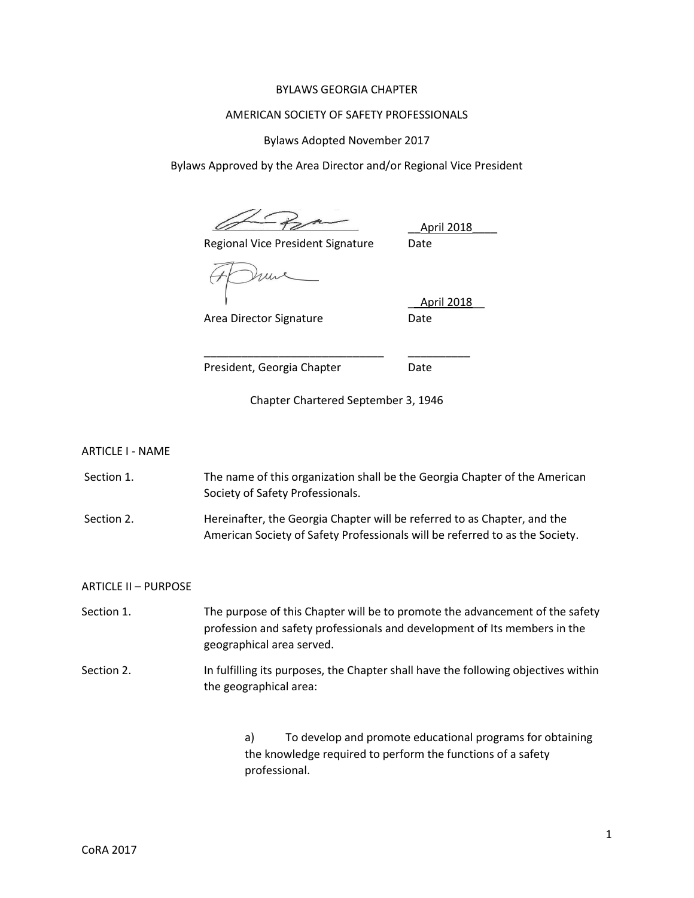BYLAWS GEORGIA CHAPTER

AMERICAN SOCIETY OF SAFETY PROFESSIONALS

Bylaws Adopted November 2017

Bylaws Approved by the Area Director and/or Regional Vice President

| | |
|---|---|
| \_\_\_\_\_\_\_\_\_\_\_\_\_\_\_\_\_\_\_\_\_\_\_\_\_\_\_\_ | \_\_April 2018\_\_\_\_ |
| Regional Vice President Signature | Date |
| \_\_\_\_\_\_\_\_\_\_\_\_\_\_\_\_\_\_\_\_\_\_\_\_\_\_\_\_ | \_\_April 2018\_\_ |
| Area Director Signature | Date |
| \_\_\_\_\_\_\_\_\_\_\_\_\_\_\_\_\_\_\_\_\_\_\_\_\_\_\_\_ | \_\_\_\_\_\_\_\_\_\_ |
| President, Georgia Chapter | Date |

Chapter Chartered September 3, 1946

ARTICLE I - NAME

Section 1. The name of this organization shall be the Georgia Chapter of the American Society of Safety Professionals.

Section 2. Hereinafter, the Georgia Chapter will be referred to as Chapter, and the American Society of Safety Professionals will be referred to as the Society.

ARTICLE II – PURPOSE

Section 1. The purpose of this Chapter will be to promote the advancement of the safety profession and safety professionals and development of Its members in the geographical area served.

Section 2. In fulfilling its purposes, the Chapter shall have the following objectives within the geographical area:

a) To develop and promote educational programs for obtaining the knowledge required to perform the functions of a safety professional.

CoRA 2017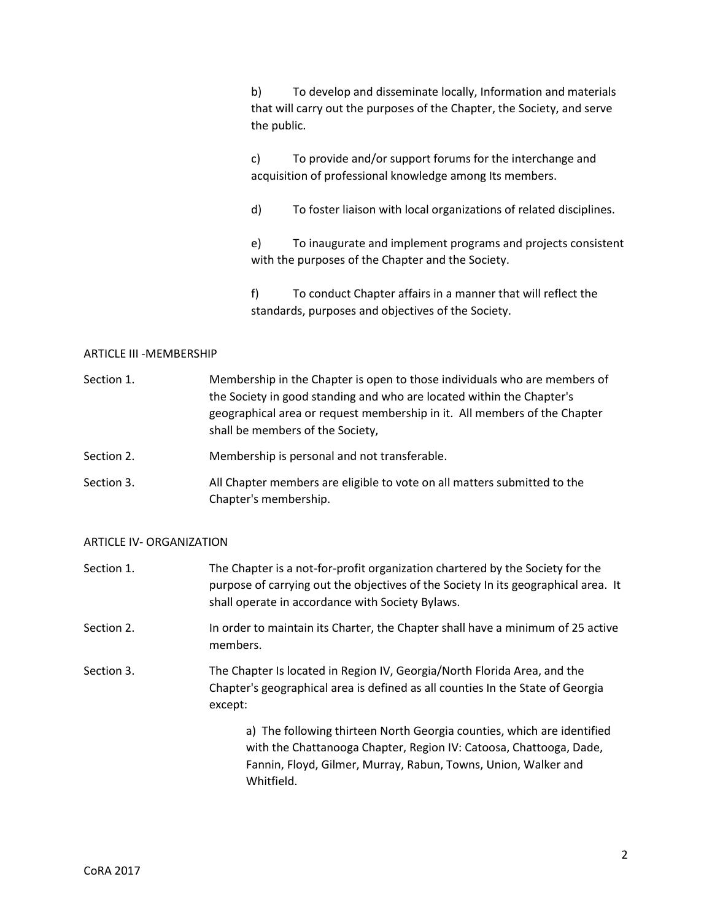b) To develop and disseminate locally, Information and materials that will carry out the purposes of the Chapter, the Society, and serve the public.

c) To provide and/or support forums for the interchange and acquisition of professional knowledge among Its members.

d) To foster liaison with local organizations of related disciplines.

e) To inaugurate and implement programs and projects consistent with the purposes of the Chapter and the Society.

f) To conduct Chapter affairs in a manner that will reflect the standards, purposes and objectives of the Society.

## ARTICLE III -MEMBERSHIP

Section 1. Membership in the Chapter is open to those individuals who are members of the Society in good standing and who are located within the Chapter's geographical area or request membership in it. All members of the Chapter shall be members of the Society,

Section 2. Membership is personal and not transferable.

Section 3. All Chapter members are eligible to vote on all matters submitted to the Chapter's membership.

## ARTICLE IV- ORGANIZATION

Section 1. The Chapter is a not-for-profit organization chartered by the Society for the purpose of carrying out the objectives of the Society In its geographical area. It shall operate in accordance with Society Bylaws.

Section 2. In order to maintain its Charter, the Chapter shall have a minimum of 25 active members.

Section 3. The Chapter Is located in Region IV, Georgia/North Florida Area, and the Chapter's geographical area is defined as all counties In the State of Georgia except:

a) The following thirteen North Georgia counties, which are identified with the Chattanooga Chapter, Region IV: Catoosa, Chattooga, Dade, Fannin, Floyd, Gilmer, Murray, Rabun, Towns, Union, Walker and Whitfield.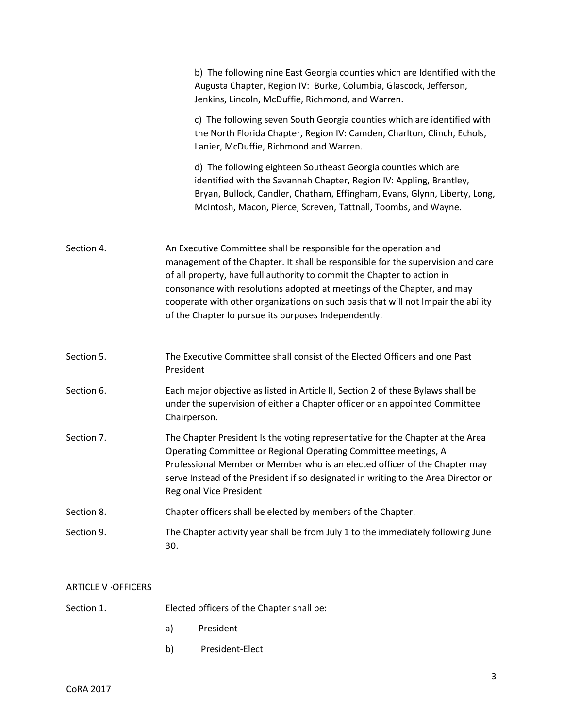b) The following nine East Georgia counties which are Identified with the Augusta Chapter, Region IV: Burke, Columbia, Glascock, Jefferson, Jenkins, Lincoln, McDuffie, Richmond, and Warren.

c) The following seven South Georgia counties which are identified with the North Florida Chapter, Region IV: Camden, Charlton, Clinch, Echols, Lanier, McDuffie, Richmond and Warren.

d) The following eighteen Southeast Georgia counties which are identified with the Savannah Chapter, Region IV: Appling, Brantley, Bryan, Bullock, Candler, Chatham, Effingham, Evans, Glynn, Liberty, Long, McIntosh, Macon, Pierce, Screven, Tattnall, Toombs, and Wayne.

Section 4. An Executive Committee shall be responsible for the operation and management of the Chapter. It shall be responsible for the supervision and care of all property, have full authority to commit the Chapter to action in consonance with resolutions adopted at meetings of the Chapter, and may cooperate with other organizations on such basis that will not Impair the ability of the Chapter lo pursue its purposes Independently.

Section 5. The Executive Committee shall consist of the Elected Officers and one Past President

Section 6. Each major objective as listed in Article II, Section 2 of these Bylaws shall be under the supervision of either a Chapter officer or an appointed Committee Chairperson.

Section 7. The Chapter President Is the voting representative for the Chapter at the Area Operating Committee or Regional Operating Committee meetings, A Professional Member or Member who is an elected officer of the Chapter may serve Instead of the President if so designated in writing to the Area Director or Regional Vice President

Section 8. Chapter officers shall be elected by members of the Chapter.

Section 9. The Chapter activity year shall be from July 1 to the immediately following June 30.

## ARTICLE V ·OFFICERS

Section 1. Elected officers of the Chapter shall be:

a) President

b) President-Elect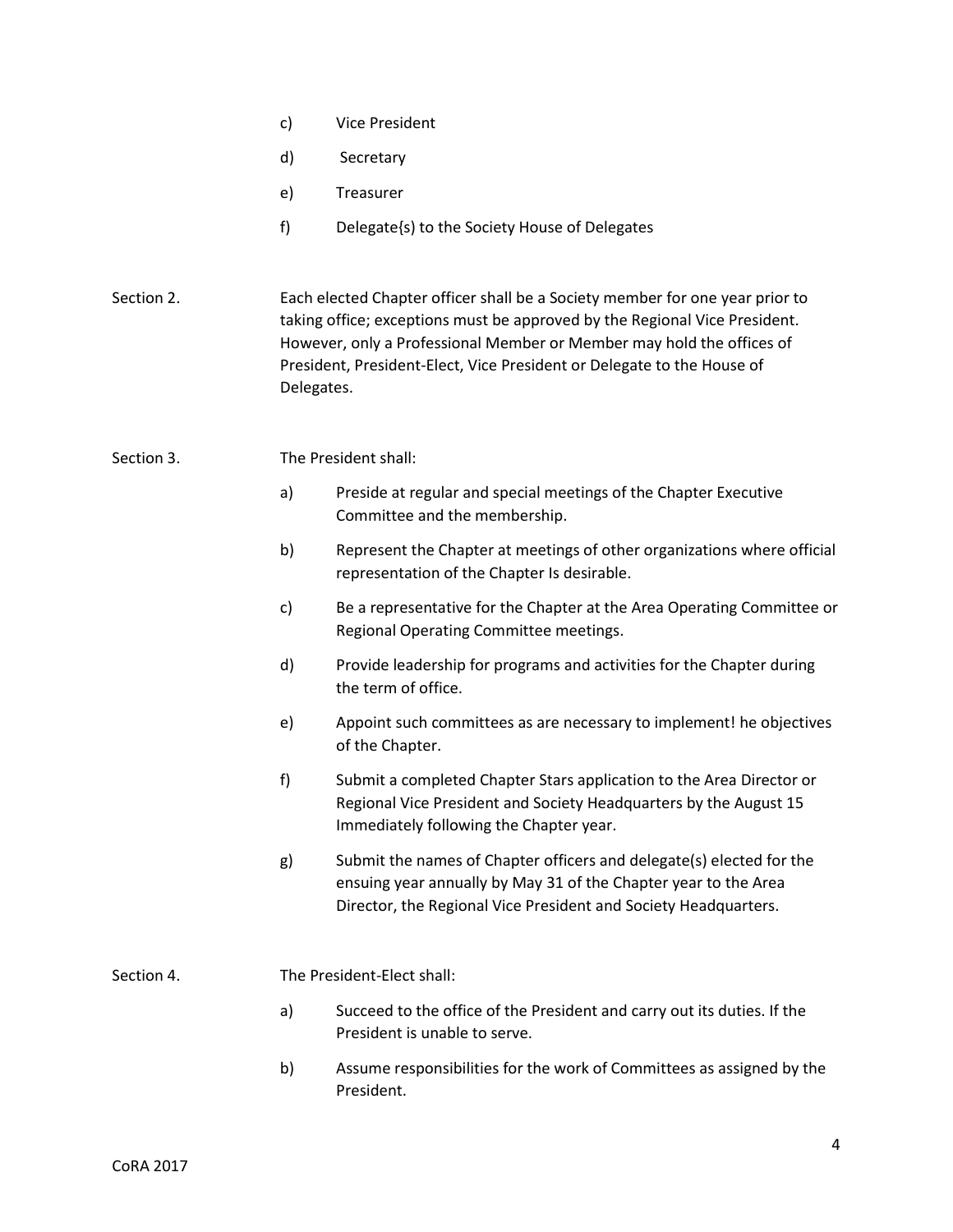c) Vice President

d) Secretary

e) Treasurer

f) Delegate{s) to the Society House of Delegates

Section 2. Each elected Chapter officer shall be a Society member for one year prior to taking office; exceptions must be approved by the Regional Vice President. However, only a Professional Member or Member may hold the offices of President, President-Elect, Vice President or Delegate to the House of Delegates.

Section 3. The President shall:

a) Preside at regular and special meetings of the Chapter Executive Committee and the membership.

b) Represent the Chapter at meetings of other organizations where official representation of the Chapter Is desirable.

c) Be a representative for the Chapter at the Area Operating Committee or Regional Operating Committee meetings.

d) Provide leadership for programs and activities for the Chapter during the term of office.

e) Appoint such committees as are necessary to implement! he objectives of the Chapter.

f) Submit a completed Chapter Stars application to the Area Director or Regional Vice President and Society Headquarters by the August 15 Immediately following the Chapter year.

g) Submit the names of Chapter officers and delegate(s) elected for the ensuing year annually by May 31 of the Chapter year to the Area Director, the Regional Vice President and Society Headquarters.

Section 4. The President-Elect shall:

a) Succeed to the office of the President and carry out its duties. If the President is unable to serve.

b) Assume responsibilities for the work of Committees as assigned by the President.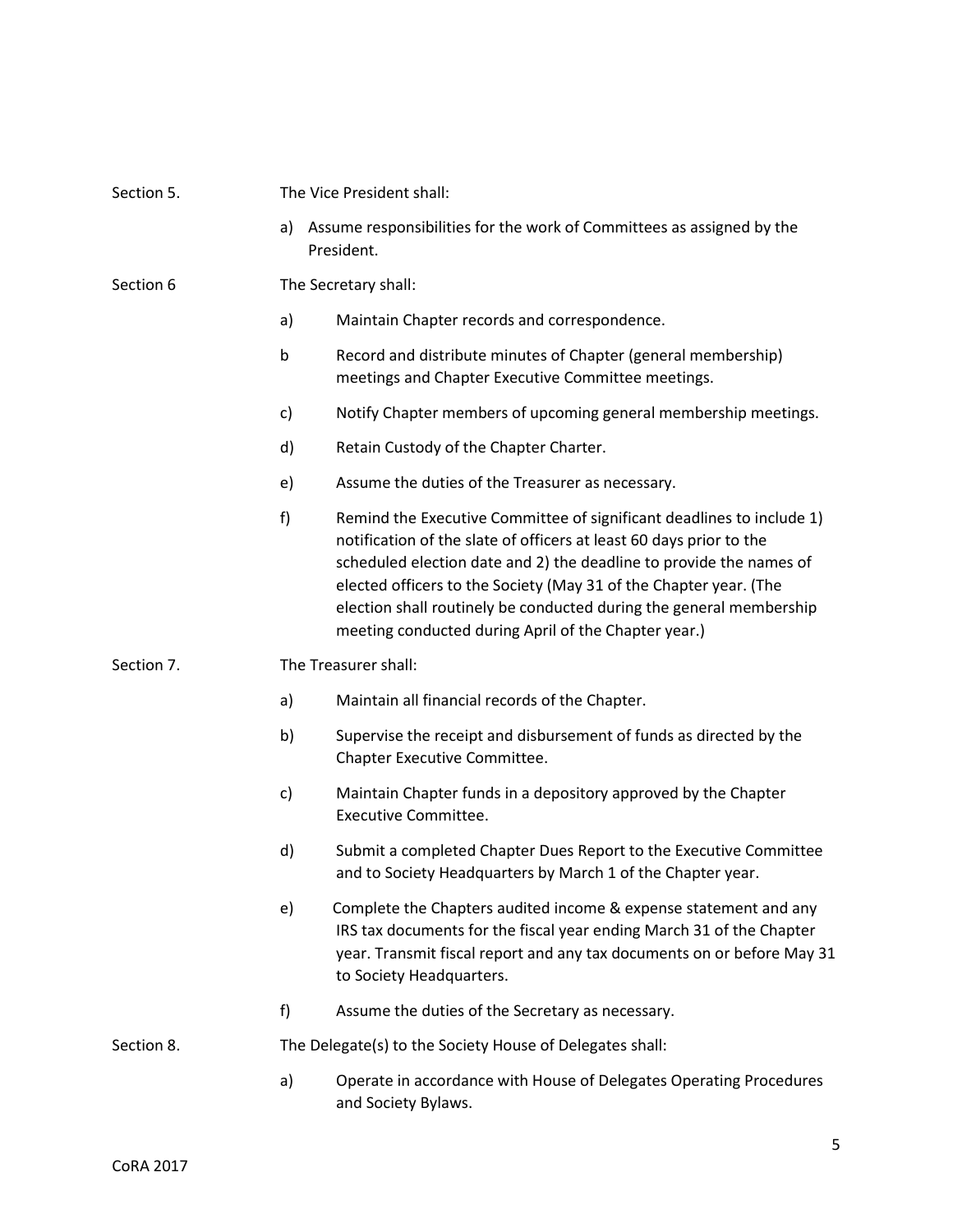Section 5. The Vice President shall:

a) Assume responsibilities for the work of Committees as assigned by the President.

Section 6 The Secretary shall:

a) Maintain Chapter records and correspondence.

b Record and distribute minutes of Chapter (general membership) meetings and Chapter Executive Committee meetings.

c) Notify Chapter members of upcoming general membership meetings.

d) Retain Custody of the Chapter Charter.

e) Assume the duties of the Treasurer as necessary.

f) Remind the Executive Committee of significant deadlines to include 1) notification of the slate of officers at least 60 days prior to the scheduled election date and 2) the deadline to provide the names of elected officers to the Society (May 31 of the Chapter year. (The election shall routinely be conducted during the general membership meeting conducted during April of the Chapter year.)

Section 7. The Treasurer shall:

a) Maintain all financial records of the Chapter.

b) Supervise the receipt and disbursement of funds as directed by the Chapter Executive Committee.

c) Maintain Chapter funds in a depository approved by the Chapter Executive Committee.

d) Submit a completed Chapter Dues Report to the Executive Committee and to Society Headquarters by March 1 of the Chapter year.

e) Complete the Chapters audited income & expense statement and any IRS tax documents for the fiscal year ending March 31 of the Chapter year. Transmit fiscal report and any tax documents on or before May 31 to Society Headquarters.

f) Assume the duties of the Secretary as necessary.

Section 8. The Delegate(s) to the Society House of Delegates shall:

a) Operate in accordance with House of Delegates Operating Procedures and Society Bylaws.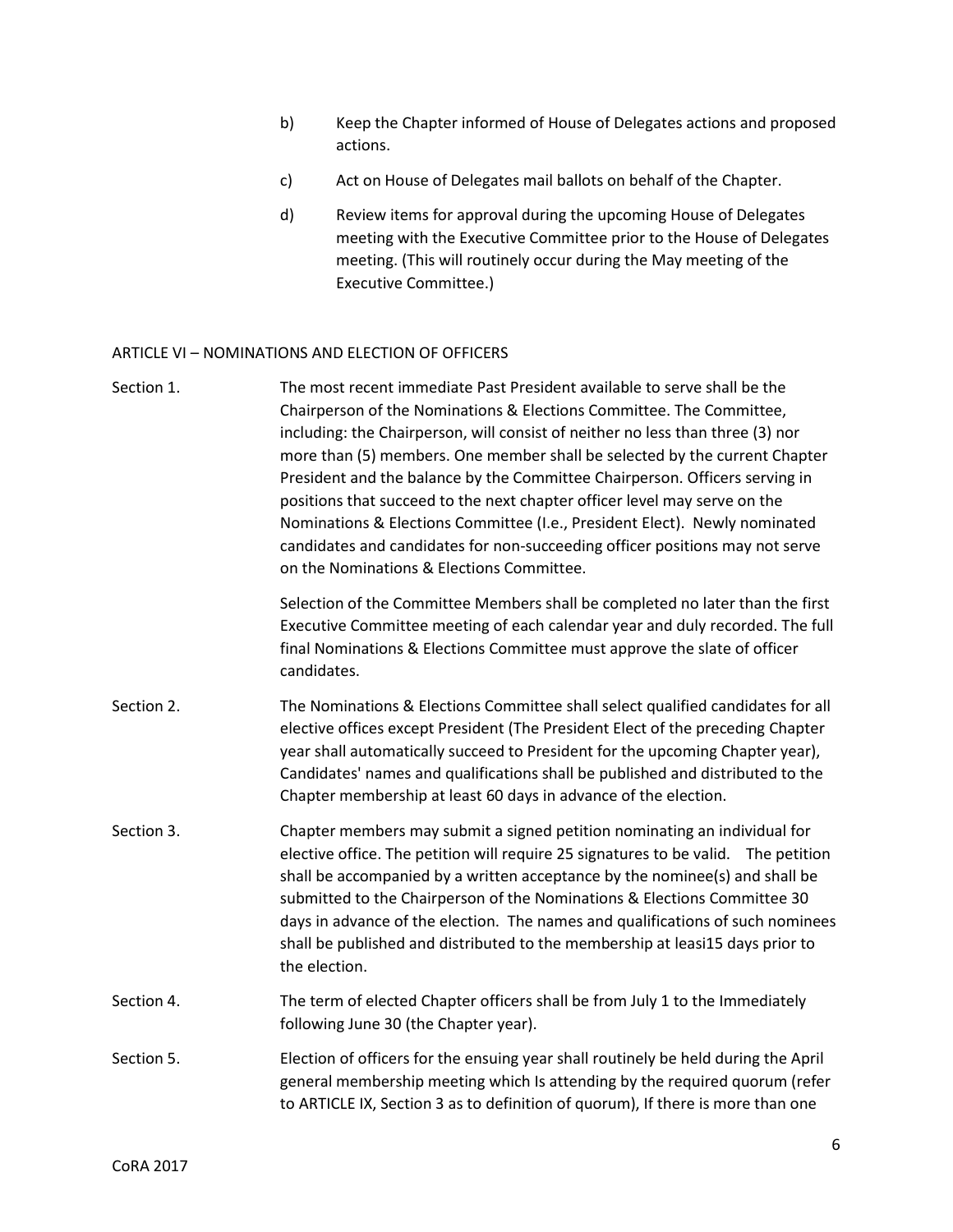b) Keep the Chapter informed of House of Delegates actions and proposed actions.

c) Act on House of Delegates mail ballots on behalf of the Chapter.

d) Review items for approval during the upcoming House of Delegates meeting with the Executive Committee prior to the House of Delegates meeting. (This will routinely occur during the May meeting of the Executive Committee.)

## ARTICLE VI – NOMINATIONS AND ELECTION OF OFFICERS

Section 1. The most recent immediate Past President available to serve shall be the Chairperson of the Nominations & Elections Committee. The Committee, including: the Chairperson, will consist of neither no less than three (3) nor more than (5) members. One member shall be selected by the current Chapter President and the balance by the Committee Chairperson. Officers serving in positions that succeed to the next chapter officer level may serve on the Nominations & Elections Committee (I.e., President Elect). Newly nominated candidates and candidates for non-succeeding officer positions may not serve on the Nominations & Elections Committee.

Selection of the Committee Members shall be completed no later than the first Executive Committee meeting of each calendar year and duly recorded. The full final Nominations & Elections Committee must approve the slate of officer candidates.

Section 2. The Nominations & Elections Committee shall select qualified candidates for all elective offices except President (The President Elect of the preceding Chapter year shall automatically succeed to President for the upcoming Chapter year), Candidates' names and qualifications shall be published and distributed to the Chapter membership at least 60 days in advance of the election.

Section 3. Chapter members may submit a signed petition nominating an individual for elective office. The petition will require 25 signatures to be valid. The petition shall be accompanied by a written acceptance by the nominee(s) and shall be submitted to the Chairperson of the Nominations & Elections Committee 30 days in advance of the election. The names and qualifications of such nominees shall be published and distributed to the membership at leasi15 days prior to the election.

Section 4. The term of elected Chapter officers shall be from July 1 to the Immediately following June 30 (the Chapter year).

Section 5. Election of officers for the ensuing year shall routinely be held during the April general membership meeting which Is attending by the required quorum (refer to ARTICLE IX, Section 3 as to definition of quorum), If there is more than one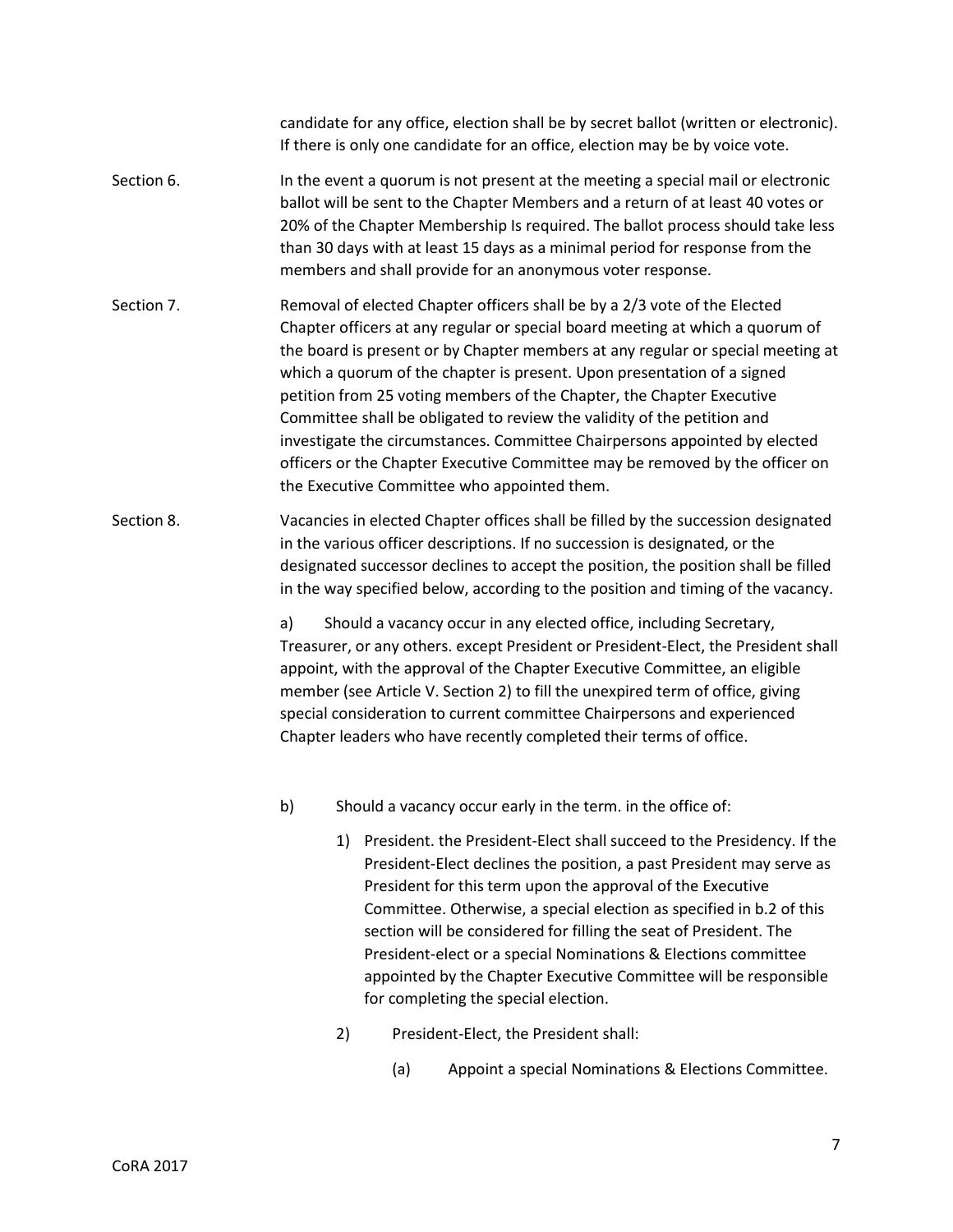candidate for any office, election shall be by secret ballot (written or electronic). If there is only one candidate for an office, election may be by voice vote.

Section 6. In the event a quorum is not present at the meeting a special mail or electronic ballot will be sent to the Chapter Members and a return of at least 40 votes or 20% of the Chapter Membership Is required. The ballot process should take less than 30 days with at least 15 days as a minimal period for response from the members and shall provide for an anonymous voter response.

Section 7. Removal of elected Chapter officers shall be by a 2/3 vote of the Elected Chapter officers at any regular or special board meeting at which a quorum of the board is present or by Chapter members at any regular or special meeting at which a quorum of the chapter is present. Upon presentation of a signed petition from 25 voting members of the Chapter, the Chapter Executive Committee shall be obligated to review the validity of the petition and investigate the circumstances. Committee Chairpersons appointed by elected officers or the Chapter Executive Committee may be removed by the officer on the Executive Committee who appointed them.

Section 8. Vacancies in elected Chapter offices shall be filled by the succession designated in the various officer descriptions. If no succession is designated, or the designated successor declines to accept the position, the position shall be filled in the way specified below, according to the position and timing of the vacancy.

a) Should a vacancy occur in any elected office, including Secretary, Treasurer, or any others. except President or President-Elect, the President shall appoint, with the approval of the Chapter Executive Committee, an eligible member (see Article V. Section 2) to fill the unexpired term of office, giving special consideration to current committee Chairpersons and experienced Chapter leaders who have recently completed their terms of office.

b) Should a vacancy occur early in the term. in the office of:

1) President. the President-Elect shall succeed to the Presidency. If the President-Elect declines the position, a past President may serve as President for this term upon the approval of the Executive Committee. Otherwise, a special election as specified in b.2 of this section will be considered for filling the seat of President. The President-elect or a special Nominations & Elections committee appointed by the Chapter Executive Committee will be responsible for completing the special election.

2) President-Elect, the President shall:

(a) Appoint a special Nominations & Elections Committee.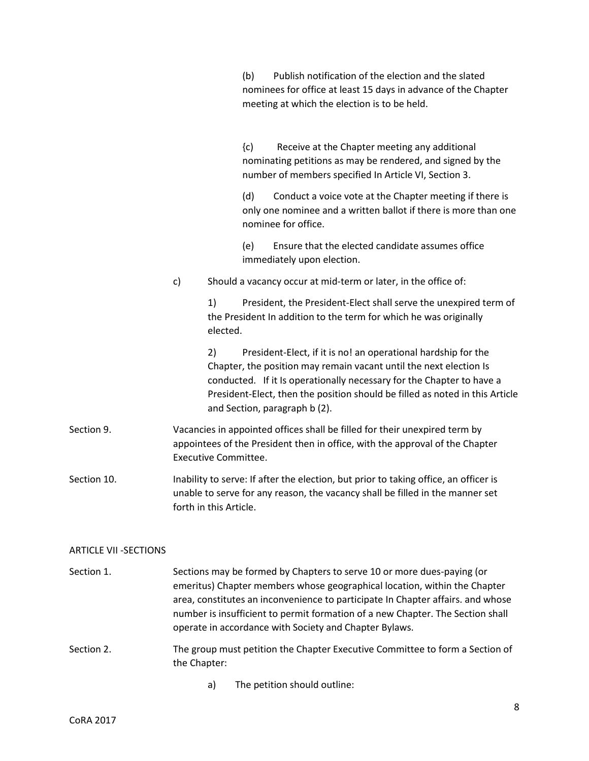(b) Publish notification of the election and the slated nominees for office at least 15 days in advance of the Chapter meeting at which the election is to be held.

{c) Receive at the Chapter meeting any additional nominating petitions as may be rendered, and signed by the number of members specified In Article VI, Section 3.

(d) Conduct a voice vote at the Chapter meeting if there is only one nominee and a written ballot if there is more than one nominee for office.

(e) Ensure that the elected candidate assumes office immediately upon election.

c) Should a vacancy occur at mid-term or later, in the office of:

1) President, the President-Elect shall serve the unexpired term of the President In addition to the term for which he was originally elected.

2) President-Elect, if it is no! an operational hardship for the Chapter, the position may remain vacant until the next election Is conducted. If it Is operationally necessary for the Chapter to have a President-Elect, then the position should be filled as noted in this Article and Section, paragraph b (2).

Section 9. Vacancies in appointed offices shall be filled for their unexpired term by appointees of the President then in office, with the approval of the Chapter Executive Committee.

Section 10. Inability to serve: If after the election, but prior to taking office, an officer is unable to serve for any reason, the vacancy shall be filled in the manner set forth in this Article.

## ARTICLE VII -SECTIONS

Section 1. Sections may be formed by Chapters to serve 10 or more dues-paying (or emeritus) Chapter members whose geographical location, within the Chapter area, constitutes an inconvenience to participate In Chapter affairs. and whose number is insufficient to permit formation of a new Chapter. The Section shall operate in accordance with Society and Chapter Bylaws.

Section 2. The group must petition the Chapter Executive Committee to form a Section of the Chapter:

a) The petition should outline: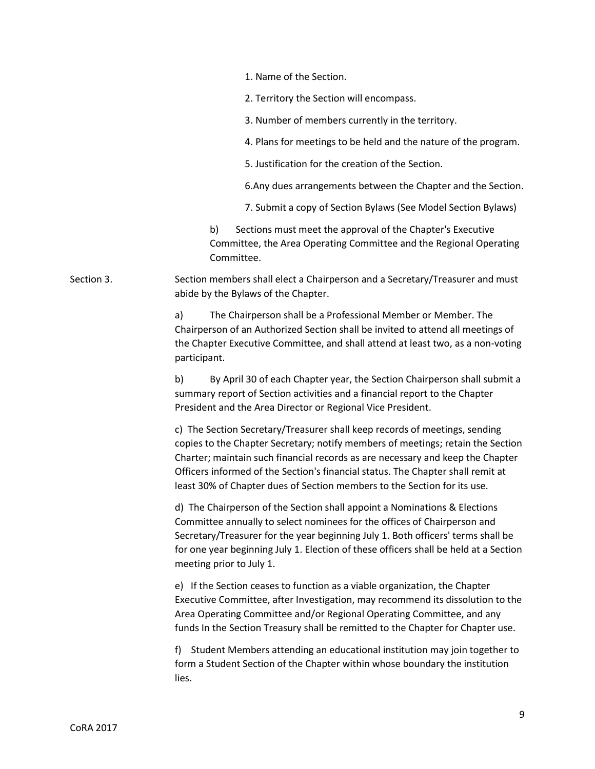1. Name of the Section.
2. Territory the Section will encompass.
3. Number of members currently in the territory.
4. Plans for meetings to be held and the nature of the program.
5. Justification for the creation of the Section.
6. Any dues arrangements between the Chapter and the Section.
7. Submit a copy of Section Bylaws (See Model Section Bylaws)

b) Sections must meet the approval of the Chapter's Executive Committee, the Area Operating Committee and the Regional Operating Committee.

Section 3. Section members shall elect a Chairperson and a Secretary/Treasurer and must abide by the Bylaws of the Chapter.

a) The Chairperson shall be a Professional Member or Member. The Chairperson of an Authorized Section shall be invited to attend all meetings of the Chapter Executive Committee, and shall attend at least two, as a non-voting participant.

b) By April 30 of each Chapter year, the Section Chairperson shall submit a summary report of Section activities and a financial report to the Chapter President and the Area Director or Regional Vice President.

c) The Section Secretary/Treasurer shall keep records of meetings, sending copies to the Chapter Secretary; notify members of meetings; retain the Section Charter; maintain such financial records as are necessary and keep the Chapter Officers informed of the Section's financial status. The Chapter shall remit at least 30% of Chapter dues of Section members to the Section for its use.

d) The Chairperson of the Section shall appoint a Nominations & Elections Committee annually to select nominees for the offices of Chairperson and Secretary/Treasurer for the year beginning July 1. Both officers' terms shall be for one year beginning July 1. Election of these officers shall be held at a Section meeting prior to July 1.

e) If the Section ceases to function as a viable organization, the Chapter Executive Committee, after Investigation, may recommend its dissolution to the Area Operating Committee and/or Regional Operating Committee, and any funds In the Section Treasury shall be remitted to the Chapter for Chapter use.

f) Student Members attending an educational institution may join together to form a Student Section of the Chapter within whose boundary the institution lies.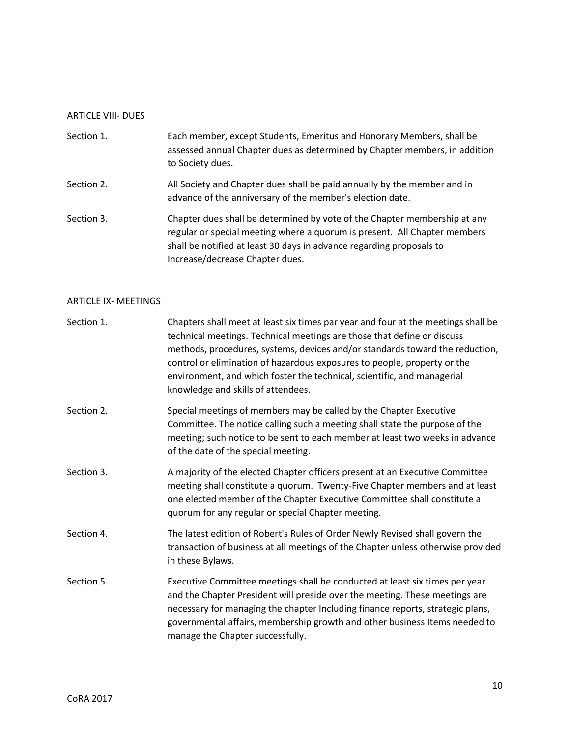## ARTICLE VIII- DUES

Section 1. Each member, except Students, Emeritus and Honorary Members, shall be assessed annual Chapter dues as determined by Chapter members, in addition to Society dues.

Section 2. All Society and Chapter dues shall be paid annually by the member and in advance of the anniversary of the member's election date.

Section 3. Chapter dues shall be determined by vote of the Chapter membership at any regular or special meeting where a quorum is present. All Chapter members shall be notified at least 30 days in advance regarding proposals to Increase/decrease Chapter dues.

## ARTICLE IX- MEETINGS

Section 1. Chapters shall meet at least six times par year and four at the meetings shall be technical meetings. Technical meetings are those that define or discuss methods, procedures, systems, devices and/or standards toward the reduction, control or elimination of hazardous exposures to people, property or the environment, and which foster the technical, scientific, and managerial knowledge and skills of attendees.

Section 2. Special meetings of members may be called by the Chapter Executive Committee. The notice calling such a meeting shall state the purpose of the meeting; such notice to be sent to each member at least two weeks in advance of the date of the special meeting.

Section 3. A majority of the elected Chapter officers present at an Executive Committee meeting shall constitute a quorum. Twenty-Five Chapter members and at least one elected member of the Chapter Executive Committee shall constitute a quorum for any regular or special Chapter meeting.

Section 4. The latest edition of Robert's Rules of Order Newly Revised shall govern the transaction of business at all meetings of the Chapter unless otherwise provided in these Bylaws.

Section 5. Executive Committee meetings shall be conducted at least six times per year and the Chapter President will preside over the meeting. These meetings are necessary for managing the chapter Including finance reports, strategic plans, governmental affairs, membership growth and other business Items needed to manage the Chapter successfully.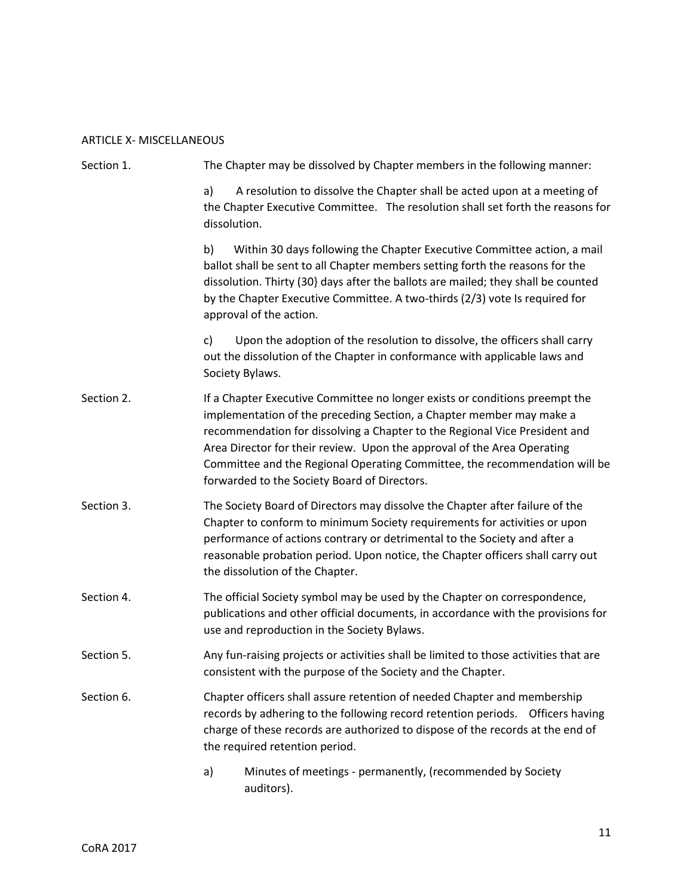## ARTICLE X- MISCELLANEOUS

**Section 1.** The Chapter may be dissolved by Chapter members in the following manner:

a) A resolution to dissolve the Chapter shall be acted upon at a meeting of the Chapter Executive Committee. The resolution shall set forth the reasons for dissolution.

b) Within 30 days following the Chapter Executive Committee action, a mail ballot shall be sent to all Chapter members setting forth the reasons for the dissolution. Thirty (30} days after the ballots are mailed; they shall be counted by the Chapter Executive Committee. A two-thirds (2/3) vote Is required for approval of the action.

c) Upon the adoption of the resolution to dissolve, the officers shall carry out the dissolution of the Chapter in conformance with applicable laws and Society Bylaws.

**Section 2.** If a Chapter Executive Committee no longer exists or conditions preempt the implementation of the preceding Section, a Chapter member may make a recommendation for dissolving a Chapter to the Regional Vice President and Area Director for their review. Upon the approval of the Area Operating Committee and the Regional Operating Committee, the recommendation will be forwarded to the Society Board of Directors.

**Section 3.** The Society Board of Directors may dissolve the Chapter after failure of the Chapter to conform to minimum Society requirements for activities or upon performance of actions contrary or detrimental to the Society and after a reasonable probation period. Upon notice, the Chapter officers shall carry out the dissolution of the Chapter.

**Section 4.** The official Society symbol may be used by the Chapter on correspondence, publications and other official documents, in accordance with the provisions for use and reproduction in the Society Bylaws.

**Section 5.** Any fun-raising projects or activities shall be limited to those activities that are consistent with the purpose of the Society and the Chapter.

**Section 6.** Chapter officers shall assure retention of needed Chapter and membership records by adhering to the following record retention periods. Officers having charge of these records are authorized to dispose of the records at the end of the required retention period.

a) Minutes of meetings - permanently, (recommended by Society auditors).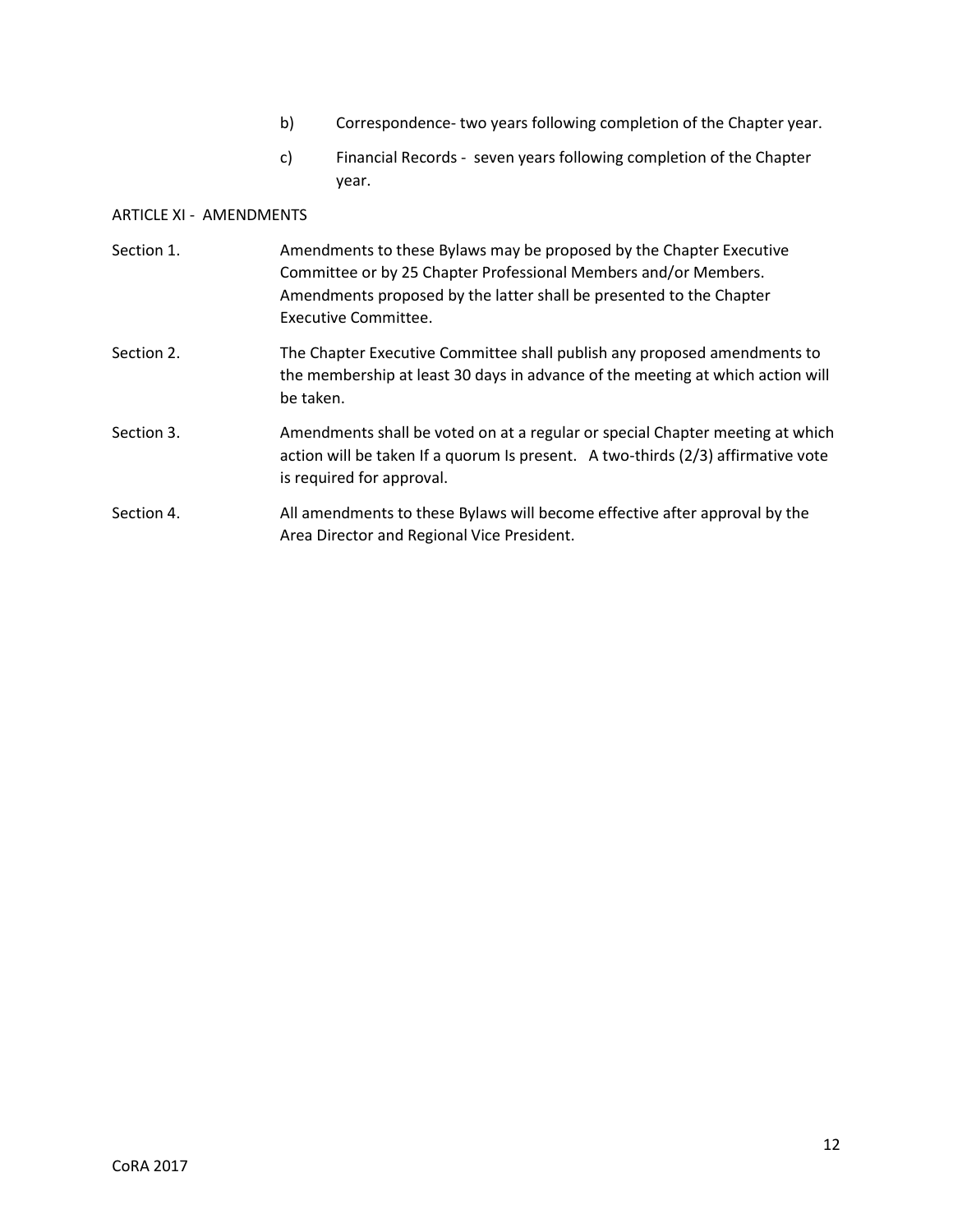b) Correspondence- two years following completion of the Chapter year.

c) Financial Records - seven years following completion of the Chapter year.

## ARTICLE XI - AMENDMENTS

Section 1. Amendments to these Bylaws may be proposed by the Chapter Executive Committee or by 25 Chapter Professional Members and/or Members. Amendments proposed by the latter shall be presented to the Chapter Executive Committee.

Section 2. The Chapter Executive Committee shall publish any proposed amendments to the membership at least 30 days in advance of the meeting at which action will be taken.

Section 3. Amendments shall be voted on at a regular or special Chapter meeting at which action will be taken If a quorum Is present. A two-thirds (2/3) affirmative vote is required for approval.

Section 4. All amendments to these Bylaws will become effective after approval by the Area Director and Regional Vice President.